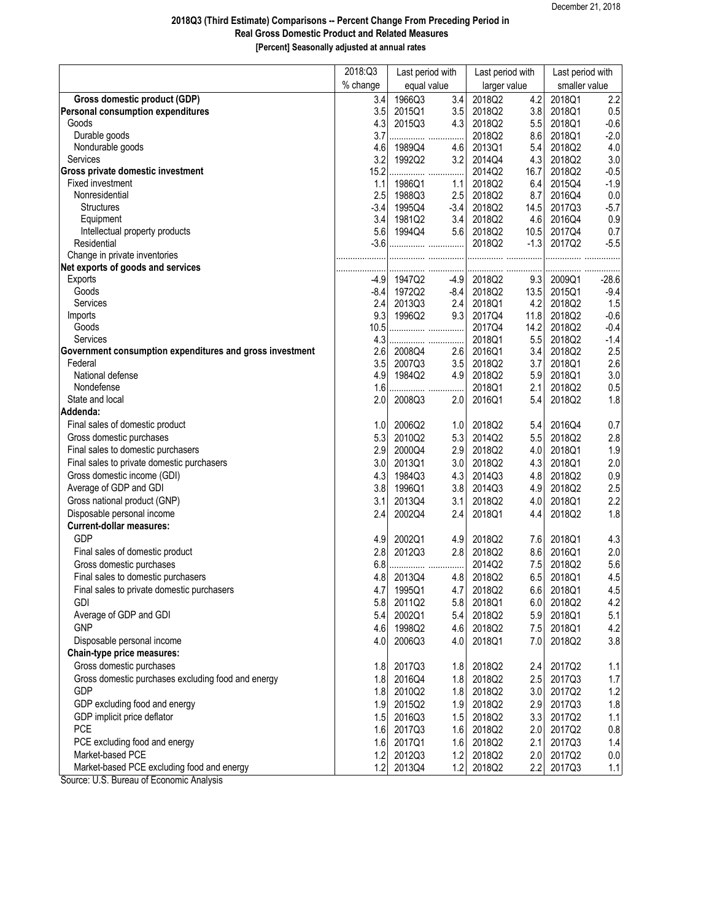December 21, 2018

# 2018Q3 (Third Estimate) Comparisons -- Percent Change From Preceding Period in Real Gross Domestic Product and Related Measures

**[Percent] Seasonally adjusted at annual rates**

| | 2018:Q3 | Last period with | | Last period with | | Last period with | |
|---|---|---|---|---|---|---|---|
| | % change | equal value | | larger value | | smaller value | |
| **Gross domestic product (GDP)** | 3.4 | 1966Q3 | 3.4 | 2018Q2 | 4.2 | 2018Q1 | 2.2 |
| **Personal consumption expenditures** | 3.5 | 2015Q1 | 3.5 | 2018Q2 | 3.8 | 2018Q1 | 0.5 |
| Goods | 4.3 | 2015Q3 | 4.3 | 2018Q2 | 5.5 | 2018Q1 | -0.6 |
| Durable goods | 3.7 | ............... | ............... | 2018Q2 | 8.6 | 2018Q1 | -2.0 |
| Nondurable goods | 4.6 | 1989Q4 | 4.6 | 2013Q1 | 5.4 | 2018Q2 | 4.0 |
| Services | 3.2 | 1992Q2 | 3.2 | 2014Q4 | 4.3 | 2018Q2 | 3.0 |
| **Gross private domestic investment** | 15.2 | ............... | ............... | 2014Q2 | 16.7 | 2018Q2 | -0.5 |
| Fixed investment | 1.1 | 1986Q1 | 1.1 | 2018Q2 | 6.4 | 2015Q4 | -1.9 |
| Nonresidential | 2.5 | 1988Q3 | 2.5 | 2018Q2 | 8.7 | 2016Q4 | 0.0 |
| Structures | -3.4 | 1995Q4 | -3.4 | 2018Q2 | 14.5 | 2017Q3 | -5.7 |
| Equipment | 3.4 | 1981Q2 | 3.4 | 2018Q2 | 4.6 | 2016Q4 | 0.9 |
| Intellectual property products | 5.6 | 1994Q4 | 5.6 | 2018Q2 | 10.5 | 2017Q4 | 0.7 |
| Residential | -3.6 | ............... | ............... | 2018Q2 | -1.3 | 2017Q2 | -5.5 |
| Change in private inventories | ............... | ............... | ............... | ............... | ............... | ............... | ............... |
| **Net exports of goods and services** | ............... | ............... | ............... | ............... | ............... | ............... | ............... |
| Exports | -4.9 | 1947Q2 | -4.9 | 2018Q2 | 9.3 | 2009Q1 | -28.6 |
| Goods | -8.4 | 1972Q2 | -8.4 | 2018Q2 | 13.5 | 2015Q1 | -9.4 |
| Services | 2.4 | 2013Q3 | 2.4 | 2018Q1 | 4.2 | 2018Q2 | 1.5 |
| Imports | 9.3 | 1996Q2 | 9.3 | 2017Q4 | 11.8 | 2018Q2 | -0.6 |
| Goods | 10.5 | ............... | ............... | 2017Q4 | 14.2 | 2018Q2 | -0.4 |
| Services | 4.3 | ............... | ............... | 2018Q1 | 5.5 | 2018Q2 | -1.4 |
| **Government consumption expenditures and gross investment** | 2.6 | 2008Q4 | 2.6 | 2016Q1 | 3.4 | 2018Q2 | 2.5 |
| Federal | 3.5 | 2007Q3 | 3.5 | 2018Q2 | 3.7 | 2018Q1 | 2.6 |
| National defense | 4.9 | 1984Q2 | 4.9 | 2018Q2 | 5.9 | 2018Q1 | 3.0 |
| Nondefense | 1.6 | ............... | ............... | 2018Q1 | 2.1 | 2018Q2 | 0.5 |
| State and local | 2.0 | 2008Q3 | 2.0 | 2016Q1 | 5.4 | 2018Q2 | 1.8 |
| **Addenda:** | | | | | | | |
| Final sales of domestic product | 1.0 | 2006Q2 | 1.0 | 2018Q2 | 5.4 | 2016Q4 | 0.7 |
| Gross domestic purchases | 5.3 | 2010Q2 | 5.3 | 2014Q2 | 5.5 | 2018Q2 | 2.8 |
| Final sales to domestic purchasers | 2.9 | 2000Q4 | 2.9 | 2018Q2 | 4.0 | 2018Q1 | 1.9 |
| Final sales to private domestic purchasers | 3.0 | 2013Q1 | 3.0 | 2018Q2 | 4.3 | 2018Q1 | 2.0 |
| Gross domestic income (GDI) | 4.3 | 1984Q3 | 4.3 | 2014Q3 | 4.8 | 2018Q2 | 0.9 |
| Average of GDP and GDI | 3.8 | 1996Q1 | 3.8 | 2014Q3 | 4.9 | 2018Q2 | 2.5 |
| Gross national product (GNP) | 3.1 | 2013Q4 | 3.1 | 2018Q2 | 4.0 | 2018Q1 | 2.2 |
| Disposable personal income | 2.4 | 2002Q4 | 2.4 | 2018Q1 | 4.4 | 2018Q2 | 1.8 |
| **Current-dollar measures:** | | | | | | | |
| GDP | 4.9 | 2002Q1 | 4.9 | 2018Q2 | 7.6 | 2018Q1 | 4.3 |
| Final sales of domestic product | 2.8 | 2012Q3 | 2.8 | 2018Q2 | 8.6 | 2016Q1 | 2.0 |
| Gross domestic purchases | 6.8 | ............... | ............... | 2014Q2 | 7.5 | 2018Q2 | 5.6 |
| Final sales to domestic purchasers | 4.8 | 2013Q4 | 4.8 | 2018Q2 | 6.5 | 2018Q1 | 4.5 |
| Final sales to private domestic purchasers | 4.7 | 1995Q1 | 4.7 | 2018Q2 | 6.6 | 2018Q1 | 4.5 |
| GDI | 5.8 | 2011Q2 | 5.8 | 2018Q1 | 6.0 | 2018Q2 | 4.2 |
| Average of GDP and GDI | 5.4 | 2002Q1 | 5.4 | 2018Q2 | 5.9 | 2018Q1 | 5.1 |
| GNP | 4.6 | 1998Q2 | 4.6 | 2018Q2 | 7.5 | 2018Q1 | 4.2 |
| Disposable personal income | 4.0 | 2006Q3 | 4.0 | 2018Q1 | 7.0 | 2018Q2 | 3.8 |
| **Chain-type price measures:** | | | | | | | |
| Gross domestic purchases | 1.8 | 2017Q3 | 1.8 | 2018Q2 | 2.4 | 2017Q2 | 1.1 |
| Gross domestic purchases excluding food and energy | 1.8 | 2016Q4 | 1.8 | 2018Q2 | 2.5 | 2017Q3 | 1.7 |
| GDP | 1.8 | 2010Q2 | 1.8 | 2018Q2 | 3.0 | 2017Q2 | 1.2 |
| GDP excluding food and energy | 1.9 | 2015Q2 | 1.9 | 2018Q2 | 2.9 | 2017Q3 | 1.8 |
| GDP implicit price deflator | 1.5 | 2016Q3 | 1.5 | 2018Q2 | 3.3 | 2017Q2 | 1.1 |
| PCE | 1.6 | 2017Q3 | 1.6 | 2018Q2 | 2.0 | 2017Q2 | 0.8 |
| PCE excluding food and energy | 1.6 | 2017Q1 | 1.6 | 2018Q2 | 2.1 | 2017Q3 | 1.4 |
| Market-based PCE | 1.2 | 2012Q3 | 1.2 | 2018Q2 | 2.0 | 2017Q2 | 0.0 |
| Market-based PCE excluding food and energy | 1.2 | 2013Q4 | 1.2 | 2018Q2 | 2.2 | 2017Q3 | 1.1 |

Source: U.S. Bureau of Economic Analysis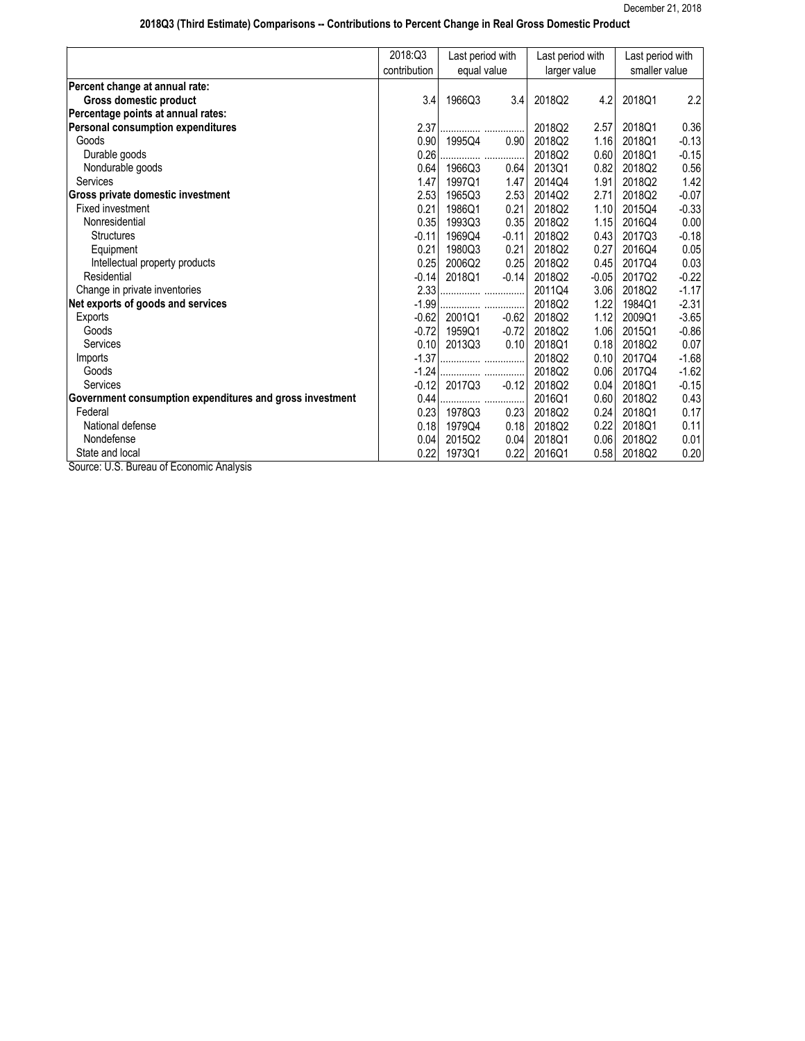December 21, 2018

## 2018Q3 (Third Estimate) Comparisons -- Contributions to Percent Change in Real Gross Domestic Product

| | 2018:Q3 contribution | Last period with equal value | | Last period with larger value | | Last period with smaller value | |
|---|---|---|---|---|---|---|---|
| **Percent change at annual rate:** | | | | | | | |
| **Gross domestic product** | 3.4 | 1966Q3 | 3.4 | 2018Q2 | 4.2 | 2018Q1 | 2.2 |
| **Percentage points at annual rates:** | | | | | | | |
| **Personal consumption expenditures** | 2.37 | ............... | ............... | 2018Q2 | 2.57 | 2018Q1 | 0.36 |
| Goods | 0.90 | 1995Q4 | 0.90 | 2018Q2 | 1.16 | 2018Q1 | -0.13 |
| Durable goods | 0.26 | ............... | ............... | 2018Q2 | 0.60 | 2018Q1 | -0.15 |
| Nondurable goods | 0.64 | 1966Q3 | 0.64 | 2013Q1 | 0.82 | 2018Q2 | 0.56 |
| Services | 1.47 | 1997Q1 | 1.47 | 2014Q4 | 1.91 | 2018Q2 | 1.42 |
| **Gross private domestic investment** | 2.53 | 1965Q3 | 2.53 | 2014Q2 | 2.71 | 2018Q2 | -0.07 |
| Fixed investment | 0.21 | 1986Q1 | 0.21 | 2018Q2 | 1.10 | 2015Q4 | -0.33 |
| Nonresidential | 0.35 | 1993Q3 | 0.35 | 2018Q2 | 1.15 | 2016Q4 | 0.00 |
| Structures | -0.11 | 1969Q4 | -0.11 | 2018Q2 | 0.43 | 2017Q3 | -0.18 |
| Equipment | 0.21 | 1980Q3 | 0.21 | 2018Q2 | 0.27 | 2016Q4 | 0.05 |
| Intellectual property products | 0.25 | 2006Q2 | 0.25 | 2018Q2 | 0.45 | 2017Q4 | 0.03 |
| Residential | -0.14 | 2018Q1 | -0.14 | 2018Q2 | -0.05 | 2017Q2 | -0.22 |
| Change in private inventories | 2.33 | ............... | ............... | 2011Q4 | 3.06 | 2018Q2 | -1.17 |
| **Net exports of goods and services** | -1.99 | ............... | ............... | 2018Q2 | 1.22 | 1984Q1 | -2.31 |
| Exports | -0.62 | 2001Q1 | -0.62 | 2018Q2 | 1.12 | 2009Q1 | -3.65 |
| Goods | -0.72 | 1959Q1 | -0.72 | 2018Q2 | 1.06 | 2015Q1 | -0.86 |
| Services | 0.10 | 2013Q3 | 0.10 | 2018Q1 | 0.18 | 2018Q2 | 0.07 |
| Imports | -1.37 | ............... | ............... | 2018Q2 | 0.10 | 2017Q4 | -1.68 |
| Goods | -1.24 | ............... | ............... | 2018Q2 | 0.06 | 2017Q4 | -1.62 |
| Services | -0.12 | 2017Q3 | -0.12 | 2018Q2 | 0.04 | 2018Q1 | -0.15 |
| **Government consumption expenditures and gross investment** | 0.44 | ............... | ............... | 2016Q1 | 0.60 | 2018Q2 | 0.43 |
| Federal | 0.23 | 1978Q3 | 0.23 | 2018Q2 | 0.24 | 2018Q1 | 0.17 |
| National defense | 0.18 | 1979Q4 | 0.18 | 2018Q2 | 0.22 | 2018Q1 | 0.11 |
| Nondefense | 0.04 | 2015Q2 | 0.04 | 2018Q1 | 0.06 | 2018Q2 | 0.01 |
| State and local | 0.22 | 1973Q1 | 0.22 | 2016Q1 | 0.58 | 2018Q2 | 0.20 |

Source: U.S. Bureau of Economic Analysis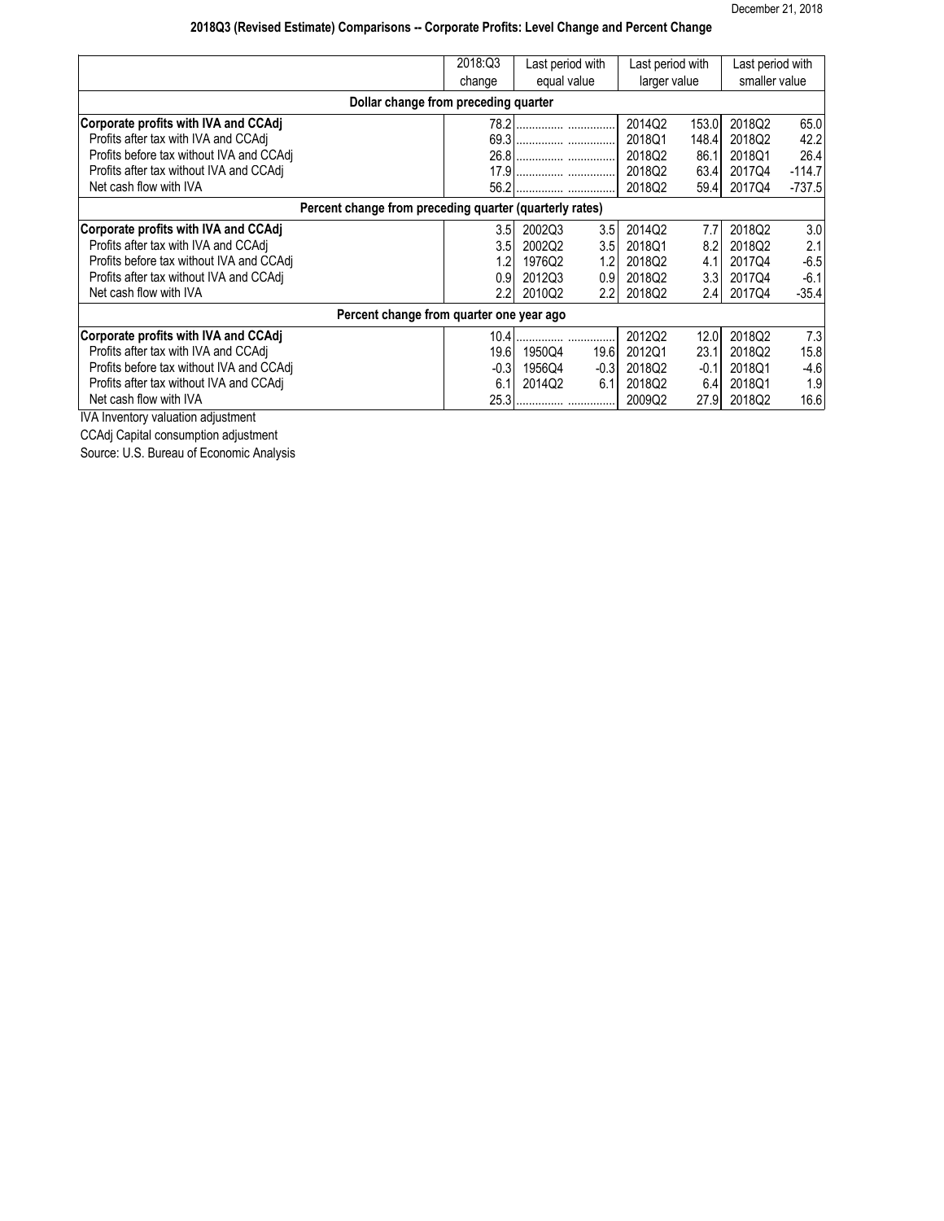December 21, 2018

## 2018Q3 (Revised Estimate) Comparisons -- Corporate Profits: Level Change and Percent Change

| | 2018:Q3 change | Last period with equal value | | Last period with larger value | | Last period with smaller value | |
|---|---|---|---|---|---|---|---|
| **Dollar change from preceding quarter** | | | | | | | |
| **Corporate profits with IVA and CCAdj** | 78.2 | ............... | ............... | 2014Q2 | 153.0 | 2018Q2 | 65.0 |
| Profits after tax with IVA and CCAdj | 69.3 | ............... | ............... | 2018Q1 | 148.4 | 2018Q2 | 42.2 |
| Profits before tax without IVA and CCAdj | 26.8 | ............... | ............... | 2018Q2 | 86.1 | 2018Q1 | 26.4 |
| Profits after tax without IVA and CCAdj | 17.9 | ............... | ............... | 2018Q2 | 63.4 | 2017Q4 | -114.7 |
| Net cash flow with IVA | 56.2 | ............... | ............... | 2018Q2 | 59.4 | 2017Q4 | -737.5 |
| **Percent change from preceding quarter (quarterly rates)** | | | | | | | |
| **Corporate profits with IVA and CCAdj** | 3.5 | 2002Q3 | 3.5 | 2014Q2 | 7.7 | 2018Q2 | 3.0 |
| Profits after tax with IVA and CCAdj | 3.5 | 2002Q2 | 3.5 | 2018Q1 | 8.2 | 2018Q2 | 2.1 |
| Profits before tax without IVA and CCAdj | 1.2 | 1976Q2 | 1.2 | 2018Q2 | 4.1 | 2017Q4 | -6.5 |
| Profits after tax without IVA and CCAdj | 0.9 | 2012Q3 | 0.9 | 2018Q2 | 3.3 | 2017Q4 | -6.1 |
| Net cash flow with IVA | 2.2 | 2010Q2 | 2.2 | 2018Q2 | 2.4 | 2017Q4 | -35.4 |
| **Percent change from quarter one year ago** | | | | | | | |
| **Corporate profits with IVA and CCAdj** | 10.4 | ............... | ............... | 2012Q2 | 12.0 | 2018Q2 | 7.3 |
| Profits after tax with IVA and CCAdj | 19.6 | 1950Q4 | 19.6 | 2012Q1 | 23.1 | 2018Q2 | 15.8 |
| Profits before tax without IVA and CCAdj | -0.3 | 1956Q4 | -0.3 | 2018Q2 | -0.1 | 2018Q1 | -4.6 |
| Profits after tax without IVA and CCAdj | 6.1 | 2014Q2 | 6.1 | 2018Q2 | 6.4 | 2018Q1 | 1.9 |
| Net cash flow with IVA | 25.3 | ............... | ............... | 2009Q2 | 27.9 | 2018Q2 | 16.6 |

IVA Inventory valuation adjustment

CCAdj Capital consumption adjustment

Source: U.S. Bureau of Economic Analysis